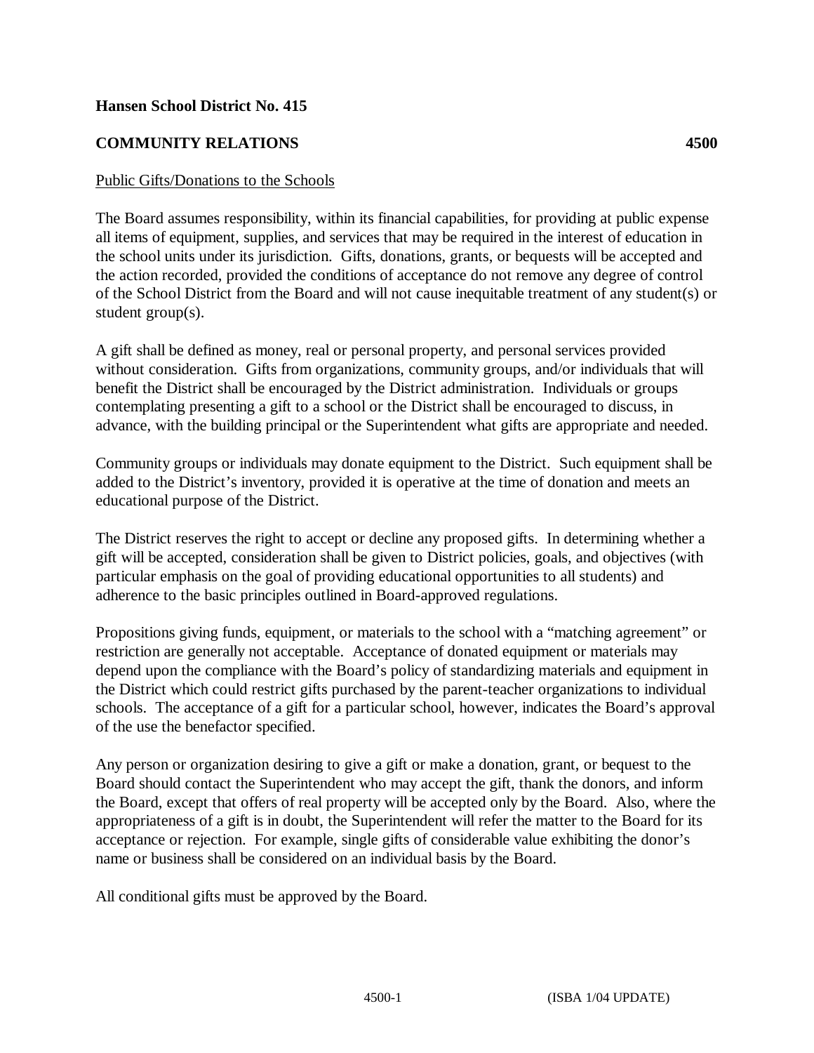**Hansen School District No. 415**

**COMMUNITY RELATIONS 4500**

Public Gifts/Donations to the Schools

The Board assumes responsibility, within its financial capabilities, for providing at public expense all items of equipment, supplies, and services that may be required in the interest of education in the school units under its jurisdiction. Gifts, donations, grants, or bequests will be accepted and the action recorded, provided the conditions of acceptance do not remove any degree of control of the School District from the Board and will not cause inequitable treatment of any student(s) or student group(s).

A gift shall be defined as money, real or personal property, and personal services provided without consideration. Gifts from organizations, community groups, and/or individuals that will benefit the District shall be encouraged by the District administration. Individuals or groups contemplating presenting a gift to a school or the District shall be encouraged to discuss, in advance, with the building principal or the Superintendent what gifts are appropriate and needed.

Community groups or individuals may donate equipment to the District. Such equipment shall be added to the District's inventory, provided it is operative at the time of donation and meets an educational purpose of the District.

The District reserves the right to accept or decline any proposed gifts. In determining whether a gift will be accepted, consideration shall be given to District policies, goals, and objectives (with particular emphasis on the goal of providing educational opportunities to all students) and adherence to the basic principles outlined in Board-approved regulations.

Propositions giving funds, equipment, or materials to the school with a "matching agreement" or restriction are generally not acceptable. Acceptance of donated equipment or materials may depend upon the compliance with the Board's policy of standardizing materials and equipment in the District which could restrict gifts purchased by the parent-teacher organizations to individual schools. The acceptance of a gift for a particular school, however, indicates the Board's approval of the use the benefactor specified.

Any person or organization desiring to give a gift or make a donation, grant, or bequest to the Board should contact the Superintendent who may accept the gift, thank the donors, and inform the Board, except that offers of real property will be accepted only by the Board. Also, where the appropriateness of a gift is in doubt, the Superintendent will refer the matter to the Board for its acceptance or rejection. For example, single gifts of considerable value exhibiting the donor's name or business shall be considered on an individual basis by the Board.

All conditional gifts must be approved by the Board.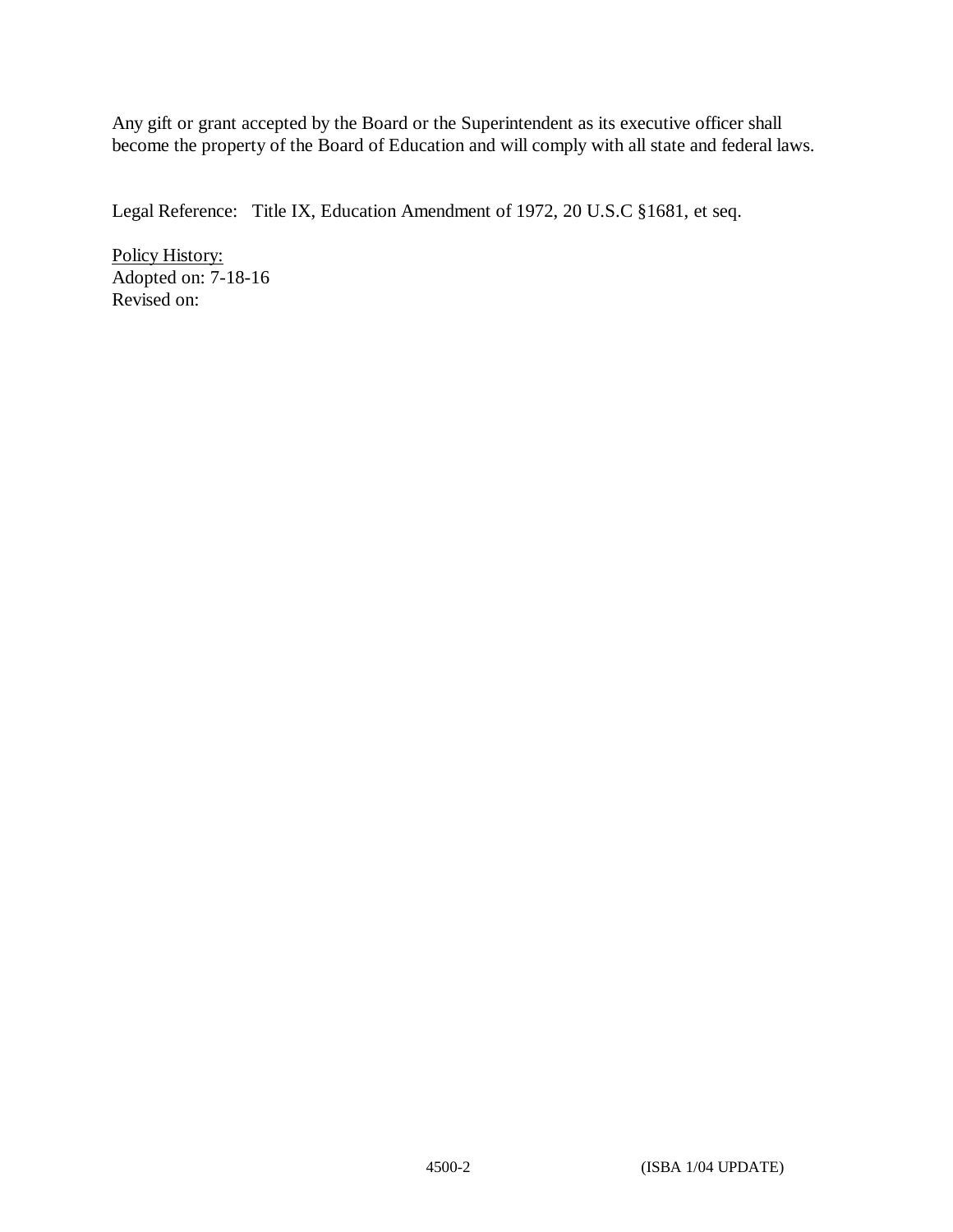Any gift or grant accepted by the Board or the Superintendent as its executive officer shall become the property of the Board of Education and will comply with all state and federal laws.

Legal Reference: Title IX, Education Amendment of 1972, 20 U.S.C §1681, et seq.

<u>Policy History:</u>
Adopted on: 7-18-16
Revised on:

4500-2 (ISBA 1/04 UPDATE)